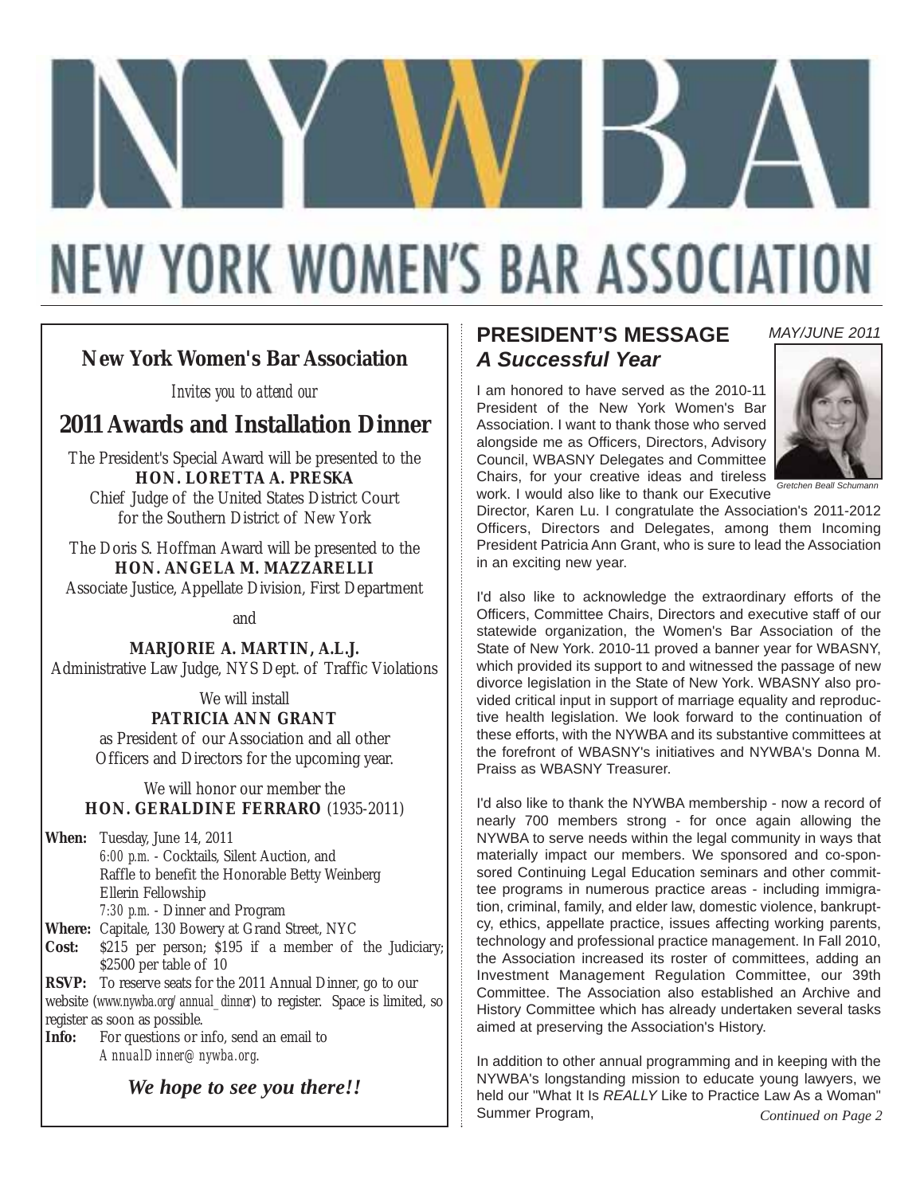# NEW YORK WOMEN'S BAR ASSOCIATION

**New York Women's Bar Association**

*Invites you to attend our*

## 2011 Awards and Installation Dinner

The President's Special Award will be presented to the
**HON. LORETTA A. PRESKA**
Chief Judge of the United States District Court
for the Southern District of New York

The Doris S. Hoffman Award will be presented to the
**HON. ANGELA M. MAZZARELLI**
Associate Justice, Appellate Division, First Department

and

**MARJORIE A. MARTIN, A.L.J.**
Administrative Law Judge, NYS Dept. of Traffic Violations

We will install
**PATRICIA ANN GRANT**
as President of our Association and all other
Officers and Directors for the upcoming year.

We will honor our member the
**HON. GERALDINE FERRARO** (1935-2011)

**When:** Tuesday, June 14, 2011
*6:00 p.m.* - Cocktails, Silent Auction, and Raffle to benefit the Honorable Betty Weinberg Ellerin Fellowship
*7:30 p.m.* - Dinner and Program

**Where:** Capitale, 130 Bowery at Grand Street, NYC

**Cost:** $215 per person; $195 if a member of the Judiciary; $2500 per table of 10

**RSVP:** To reserve seats for the 2011 Annual Dinner, go to our website (*www.nywba.org/annual_dinner*) to register. Space is limited, so register as soon as possible.

**Info:** For questions or info, send an email to *AnnualDinner@nywba.org*.

***We hope to see you there!!***

---

MAY/JUNE 2011

## PRESIDENT'S MESSAGE
### *A Successful Year*

*Gretchen Beall Schumann*

I am honored to have served as the 2010-11 President of the New York Women's Bar Association. I want to thank those who served alongside me as Officers, Directors, Advisory Council, WBASNY Delegates and Committee Chairs, for your creative ideas and tireless work. I would also like to thank our Executive Director, Karen Lu. I congratulate the Association's 2011-2012 Officers, Directors and Delegates, among them Incoming President Patricia Ann Grant, who is sure to lead the Association in an exciting new year.

I'd also like to acknowledge the extraordinary efforts of the Officers, Committee Chairs, Directors and executive staff of our statewide organization, the Women's Bar Association of the State of New York. 2010-11 proved a banner year for WBASNY, which provided its support to and witnessed the passage of new divorce legislation in the State of New York. WBASNY also provided critical input in support of marriage equality and reproductive health legislation. We look forward to the continuation of these efforts, with the NYWBA and its substantive committees at the forefront of WBASNY's initiatives and NYWBA's Donna M. Praiss as WBASNY Treasurer.

I'd also like to thank the NYWBA membership - now a record of nearly 700 members strong - for once again allowing the NYWBA to serve needs within the legal community in ways that materially impact our members. We sponsored and co-sponsored Continuing Legal Education seminars and other committee programs in numerous practice areas - including immigration, criminal, family, and elder law, domestic violence, bankruptcy, ethics, appellate practice, issues affecting working parents, technology and professional practice management. In Fall 2010, the Association increased its roster of committees, adding an Investment Management Regulation Committee, our 39th Committee. The Association also established an Archive and History Committee which has already undertaken several tasks aimed at preserving the Association's History.

In addition to other annual programming and in keeping with the NYWBA's longstanding mission to educate young lawyers, we held our "What It Is *REALLY* Like to Practice Law As a Woman" Summer Program,

*Continued on Page 2*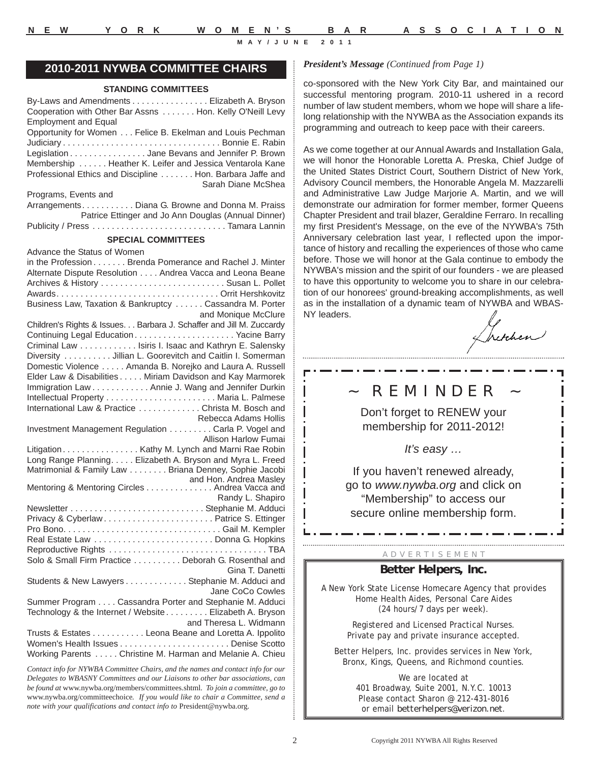## 2010-2011 NYWBA COMMITTEE CHAIRS

### STANDING COMMITTEES

By-Laws and Amendments . . . . . . . . . . . . . . . . Elizabeth A. Bryson
Cooperation with Other Bar Assns . . . . . . . Hon. Kelly O'Neill Levy
Employment and Equal Opportunity for Women . . . Felice B. Ekelman and Louis Pechman
Judiciary . . . . . . . . . . . . . . . . . . . . . . . . . . . . . . . . . Bonnie E. Rabin
Legislation . . . . . . . . . . . . . . . . Jane Bevans and Jennifer P. Brown
Membership . . . . . . Heather K. Leifer and Jessica Ventarola Kane
Professional Ethics and Discipline . . . . . . . Hon. Barbara Jaffe and Sarah Diane McShea
Programs, Events and Arrangements . . . . . . . . . . . Diana G. Browne and Donna M. Praiss
Patrice Ettinger and Jo Ann Douglas (Annual Dinner)
Publicity / Press . . . . . . . . . . . . . . . . . . . . . . . . . . . . Tamara Lannin

### SPECIAL COMMITTEES

Advance the Status of Women in the Profession . . . . . . . Brenda Pomerance and Rachel J. Minter
Alternate Dispute Resolution . . . . Andrea Vacca and Leona Beane
Archives & History . . . . . . . . . . . . . . . . . . . . . . . . . . Susan L. Pollet
Awards . . . . . . . . . . . . . . . . . . . . . . . . . . . . . . . . . . Orrit Hershkovitz
Business Law, Taxation & Bankruptcy . . . . . . Cassandra M. Porter and Monique McClure
Children's Rights & Issues. . . Barbara J. Schaffer and Jill M. Zuccardy
Continuing Legal Education . . . . . . . . . . . . . . . . . . . . . Yacine Barry
Criminal Law . . . . . . . . . . . . Isiris I. Isaac and Kathryn E. Salensky
Diversity . . . . . . . . . . Jillian L. Goorevitch and Caitlin I. Somerman
Domestic Violence . . . . . Amanda B. Norejko and Laura A. Russell
Elder Law & Disabilities . . . . . Miriam Davidson and Kay Marmorek
Immigration Law . . . . . . . . . . . . Annie J. Wang and Jennifer Durkin
Intellectual Property . . . . . . . . . . . . . . . . . . . . . . . Maria L. Palmese
International Law & Practice . . . . . . . . . . . . . Christa M. Bosch and Rebecca Adams Hollis
Investment Management Regulation . . . . . . . . . Carla P. Vogel and Allison Harlow Fumai
Litigation . . . . . . . . . . . . . . . . Kathy M. Lynch and Marni Rae Robin
Long Range Planning. . . . . Elizabeth A. Bryson and Myra L. Freed
Matrimonial & Family Law . . . . . . . . Briana Denney, Sophie Jacobi and Hon. Andrea Masley
Mentoring & Mentoring Circles . . . . . . . . . . . . . . Andrea Vacca and Randy L. Shapiro
Newsletter . . . . . . . . . . . . . . . . . . . . . . . . . . . . Stephanie M. Adduci
Privacy & Cyberlaw . . . . . . . . . . . . . . . . . . . . . . . Patrice S. Ettinger
Pro Bono. . . . . . . . . . . . . . . . . . . . . . . . . . . . . . . . . Gail M. Kempler
Real Estate Law . . . . . . . . . . . . . . . . . . . . . . . . . Donna G. Hopkins
Reproductive Rights . . . . . . . . . . . . . . . . . . . . . . . . . . . . . . . . . TBA
Solo & Small Firm Practice . . . . . . . . . . Deborah G. Rosenthal and Gina T. Danetti
Students & New Lawyers . . . . . . . . . . . . . Stephanie M. Adduci and Jane CoCo Cowles
Summer Program . . . . Cassandra Porter and Stephanie M. Adduci
Technology & the Internet / Website . . . . . . . . . Elizabeth A. Bryson and Theresa L. Widmann
Trusts & Estates . . . . . . . . . . . Leona Beane and Loretta A. Ippolito
Women's Health Issues . . . . . . . . . . . . . . . . . . . . . . . Denise Scotto
Working Parents . . . . . Christine M. Harman and Melanie A. Chieu

*Contact info for NYWBA Committee Chairs, and the names and contact info for our Delegates to WBASNY Committees and our Liaisons to other bar associations, can be found at* www.nywba.org/members/committees.shtml*. To join a committee, go to* www.nywba.org/committeechoice*. If you would like to chair a Committee, send a note with your qualifications and contact info to* President@nywba.org*.*

***President's Message*** *(Continued from Page 1)*

co-sponsored with the New York City Bar, and maintained our successful mentoring program. 2010-11 ushered in a record number of law student members, whom we hope will share a lifelong relationship with the NYWBA as the Association expands its programming and outreach to keep pace with their careers.

As we come together at our Annual Awards and Installation Gala, we will honor the Honorable Loretta A. Preska, Chief Judge of the United States District Court, Southern District of New York, Advisory Council members, the Honorable Angela M. Mazzarelli and Administrative Law Judge Marjorie A. Martin, and we will demonstrate our admiration for former member, former Queens Chapter President and trail blazer, Geraldine Ferraro. In recalling my first President's Message, on the eve of the NYWBA's 75th Anniversary celebration last year, I reflected upon the importance of history and recalling the experiences of those who came before. Those we will honor at the Gala continue to embody the NYWBA's mission and the spirit of our founders - we are pleased to have this opportunity to welcome you to share in our celebration of our honorees' ground-breaking accomplishments, as well as in the installation of a dynamic team of NYWBA and WBASNY leaders.

Gretchen

## ~ REMINDER ~

Don't forget to RENEW your membership for 2011-2012!

*It's easy …*

If you haven't renewed already, go to *www.nywba.org* and click on "Membership" to access our secure online membership form.

ADVERTISEMENT

**Better Helpers, Inc.**

A New York State License Homecare Agency that provides Home Health Aides, Personal Care Aides (24 hours/7 days per week).

Registered and Licensed Practical Nurses. Private pay and private insurance accepted.

Better Helpers, Inc. provides services in New York, Bronx, Kings, Queens, and Richmond counties.

We are located at
401 Broadway, Suite 2001, N.Y.C. 10013
Please contact Sharon @ 212-431-8016
or email betterhelpers@verizon.net.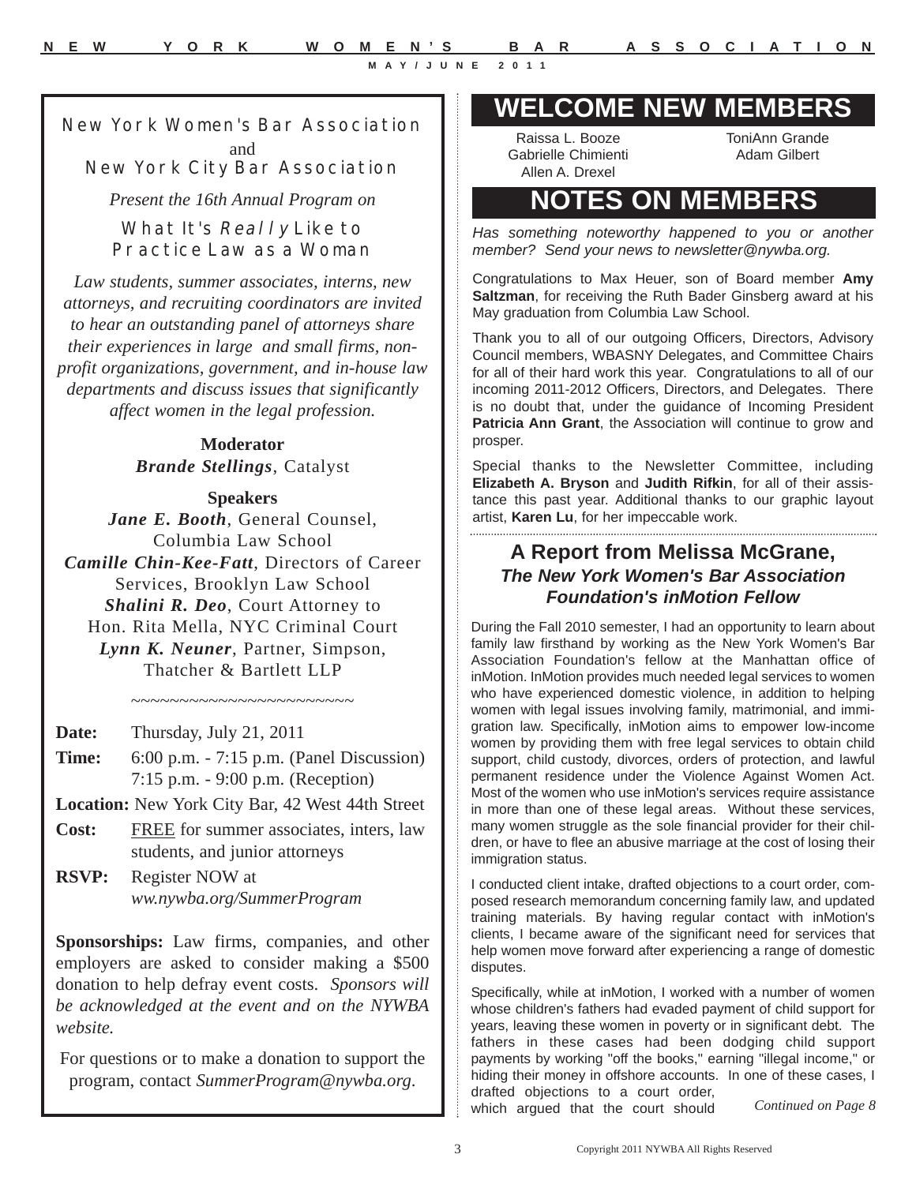New York Women's Bar Association

and

New York City Bar Association

*Present the 16th Annual Program on*

## What It's *Really* Like to Practice Law as a Woman

*Law students, summer associates, interns, new attorneys, and recruiting coordinators are invited to hear an outstanding panel of attorneys share their experiences in large and small firms, non-profit organizations, government, and in-house law departments and discuss issues that significantly affect women in the legal profession.*

**Moderator**

***Brande Stellings***, Catalyst

**Speakers**

***Jane E. Booth***, General Counsel, Columbia Law School

***Camille Chin-Kee-Fatt***, Directors of Career Services, Brooklyn Law School

***Shalini R. Deo***, Court Attorney to Hon. Rita Mella, NYC Criminal Court

***Lynn K. Neuner***, Partner, Simpson, Thatcher & Bartlett LLP

~~~~~~~~~~~~~~~~~~~~~~~~

**Date:** Thursday, July 21, 2011

**Time:** 6:00 p.m. - 7:15 p.m. (Panel Discussion)
7:15 p.m. - 9:00 p.m. (Reception)

**Location:** New York City Bar, 42 West 44th Street

**Cost:** FREE for summer associates, inters, law students, and junior attorneys

**RSVP:** Register NOW at *ww.nywba.org/SummerProgram*

**Sponsorships:** Law firms, companies, and other employers are asked to consider making a $500 donation to help defray event costs. *Sponsors will be acknowledged at the event and on the NYWBA website.*

For questions or to make a donation to support the program, contact *SummerProgram@nywba.org*.

# WELCOME NEW MEMBERS

Raissa L. Booze
Gabrielle Chimienti
Allen A. Drexel
ToniAnn Grande
Adam Gilbert

# NOTES ON MEMBERS

*Has something noteworthy happened to you or another member? Send your news to newsletter@nywba.org.*

Congratulations to Max Heuer, son of Board member **Amy Saltzman**, for receiving the Ruth Bader Ginsberg award at his May graduation from Columbia Law School.

Thank you to all of our outgoing Officers, Directors, Advisory Council members, WBASNY Delegates, and Committee Chairs for all of their hard work this year. Congratulations to all of our incoming 2011-2012 Officers, Directors, and Delegates. There is no doubt that, under the guidance of Incoming President **Patricia Ann Grant**, the Association will continue to grow and prosper.

Special thanks to the Newsletter Committee, including **Elizabeth A. Bryson** and **Judith Rifkin**, for all of their assistance this past year. Additional thanks to our graphic layout artist, **Karen Lu**, for her impeccable work.

## A Report from Melissa McGrane, *The New York Women's Bar Association Foundation's inMotion Fellow*

During the Fall 2010 semester, I had an opportunity to learn about family law firsthand by working as the New York Women's Bar Association Foundation's fellow at the Manhattan office of inMotion. InMotion provides much needed legal services to women who have experienced domestic violence, in addition to helping women with legal issues involving family, matrimonial, and immigration law. Specifically, inMotion aims to empower low-income women by providing them with free legal services to obtain child support, child custody, divorces, orders of protection, and lawful permanent residence under the Violence Against Women Act. Most of the women who use inMotion's services require assistance in more than one of these legal areas. Without these services, many women struggle as the sole financial provider for their children, or have to flee an abusive marriage at the cost of losing their immigration status.

I conducted client intake, drafted objections to a court order, composed research memorandum concerning family law, and updated training materials. By having regular contact with inMotion's clients, I became aware of the significant need for services that help women move forward after experiencing a range of domestic disputes.

Specifically, while at inMotion, I worked with a number of women whose children's fathers had evaded payment of child support for years, leaving these women in poverty or in significant debt. The fathers in these cases had been dodging child support payments by working "off the books," earning "illegal income," or hiding their money in offshore accounts. In one of these cases, I drafted objections to a court order, which argued that the court should

*Continued on Page 8*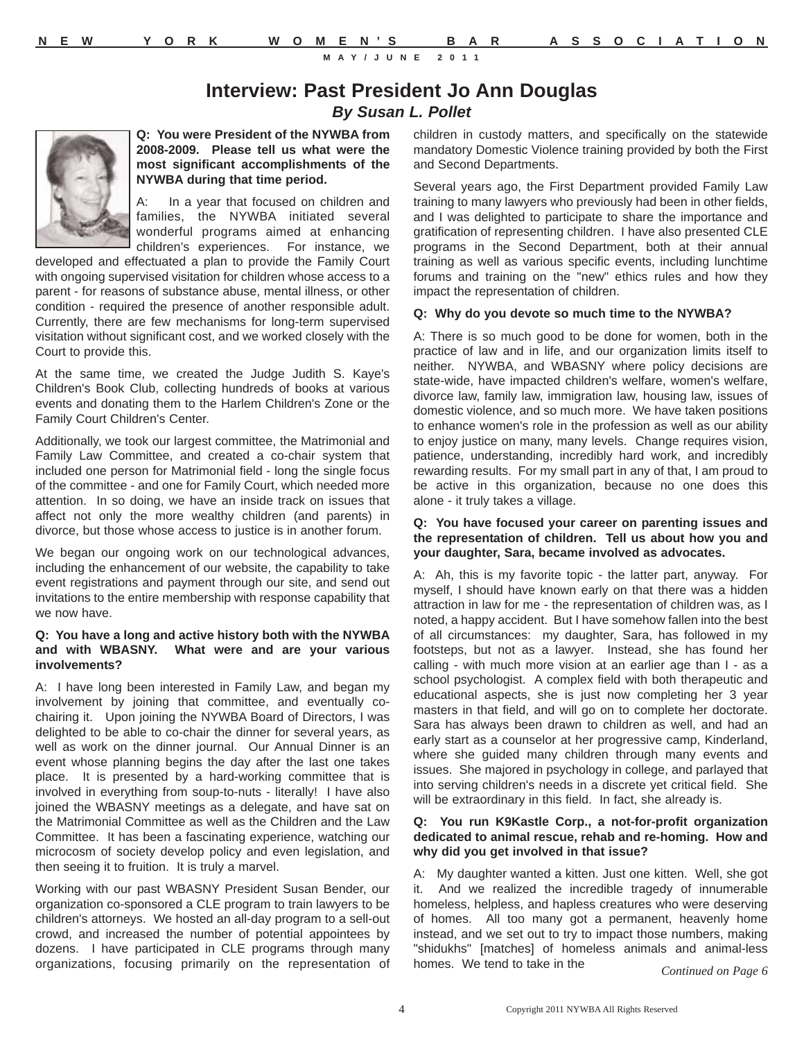# Interview: Past President Jo Ann Douglas

***By Susan L. Pollet***

**Q: You were President of the NYWBA from 2008-2009. Please tell us what were the most significant accomplishments of the NYWBA during that time period.**

A: In a year that focused on children and families, the NYWBA initiated several wonderful programs aimed at enhancing children's experiences. For instance, we developed and effectuated a plan to provide the Family Court with ongoing supervised visitation for children whose access to a parent - for reasons of substance abuse, mental illness, or other condition - required the presence of another responsible adult. Currently, there are few mechanisms for long-term supervised visitation without significant cost, and we worked closely with the Court to provide this.

At the same time, we created the Judge Judith S. Kaye's Children's Book Club, collecting hundreds of books at various events and donating them to the Harlem Children's Zone or the Family Court Children's Center.

Additionally, we took our largest committee, the Matrimonial and Family Law Committee, and created a co-chair system that included one person for Matrimonial field - long the single focus of the committee - and one for Family Court, which needed more attention. In so doing, we have an inside track on issues that affect not only the more wealthy children (and parents) in divorce, but those whose access to justice is in another forum.

We began our ongoing work on our technological advances, including the enhancement of our website, the capability to take event registrations and payment through our site, and send out invitations to the entire membership with response capability that we now have.

**Q: You have a long and active history both with the NYWBA and with WBASNY. What were and are your various involvements?**

A: I have long been interested in Family Law, and began my involvement by joining that committee, and eventually co-chairing it. Upon joining the NYWBA Board of Directors, I was delighted to be able to co-chair the dinner for several years, as well as work on the dinner journal. Our Annual Dinner is an event whose planning begins the day after the last one takes place. It is presented by a hard-working committee that is involved in everything from soup-to-nuts - literally! I have also joined the WBASNY meetings as a delegate, and have sat on the Matrimonial Committee as well as the Children and the Law Committee. It has been a fascinating experience, watching our microcosm of society develop policy and even legislation, and then seeing it to fruition. It is truly a marvel.

Working with our past WBASNY President Susan Bender, our organization co-sponsored a CLE program to train lawyers to be children's attorneys. We hosted an all-day program to a sell-out crowd, and increased the number of potential appointees by dozens. I have participated in CLE programs through many organizations, focusing primarily on the representation of children in custody matters, and specifically on the statewide mandatory Domestic Violence training provided by both the First and Second Departments.

Several years ago, the First Department provided Family Law training to many lawyers who previously had been in other fields, and I was delighted to participate to share the importance and gratification of representing children. I have also presented CLE programs in the Second Department, both at their annual training as well as various specific events, including lunchtime forums and training on the "new" ethics rules and how they impact the representation of children.

**Q: Why do you devote so much time to the NYWBA?**

A: There is so much good to be done for women, both in the practice of law and in life, and our organization limits itself to neither. NYWBA, and WBASNY where policy decisions are state-wide, have impacted children's welfare, women's welfare, divorce law, family law, immigration law, housing law, issues of domestic violence, and so much more. We have taken positions to enhance women's role in the profession as well as our ability to enjoy justice on many, many levels. Change requires vision, patience, understanding, incredibly hard work, and incredibly rewarding results. For my small part in any of that, I am proud to be active in this organization, because no one does this alone - it truly takes a village.

**Q: You have focused your career on parenting issues and the representation of children. Tell us about how you and your daughter, Sara, became involved as advocates.**

A: Ah, this is my favorite topic - the latter part, anyway. For myself, I should have known early on that there was a hidden attraction in law for me - the representation of children was, as I noted, a happy accident. But I have somehow fallen into the best of all circumstances: my daughter, Sara, has followed in my footsteps, but not as a lawyer. Instead, she has found her calling - with much more vision at an earlier age than I - as a school psychologist. A complex field with both therapeutic and educational aspects, she is just now completing her 3 year masters in that field, and will go on to complete her doctorate. Sara has always been drawn to children as well, and had an early start as a counselor at her progressive camp, Kinderland, where she guided many children through many events and issues. She majored in psychology in college, and parlayed that into serving children's needs in a discrete yet critical field. She will be extraordinary in this field. In fact, she already is.

**Q: You run K9Kastle Corp., a not-for-profit organization dedicated to animal rescue, rehab and re-homing. How and why did you get involved in that issue?**

A: My daughter wanted a kitten. Just one kitten. Well, she got it. And we realized the incredible tragedy of innumerable homeless, helpless, and hapless creatures who were deserving of homes. All too many got a permanent, heavenly home instead, and we set out to try to impact those numbers, making "shidukhs" [matches] of homeless animals and animal-less homes. We tend to take in the

*Continued on Page 6*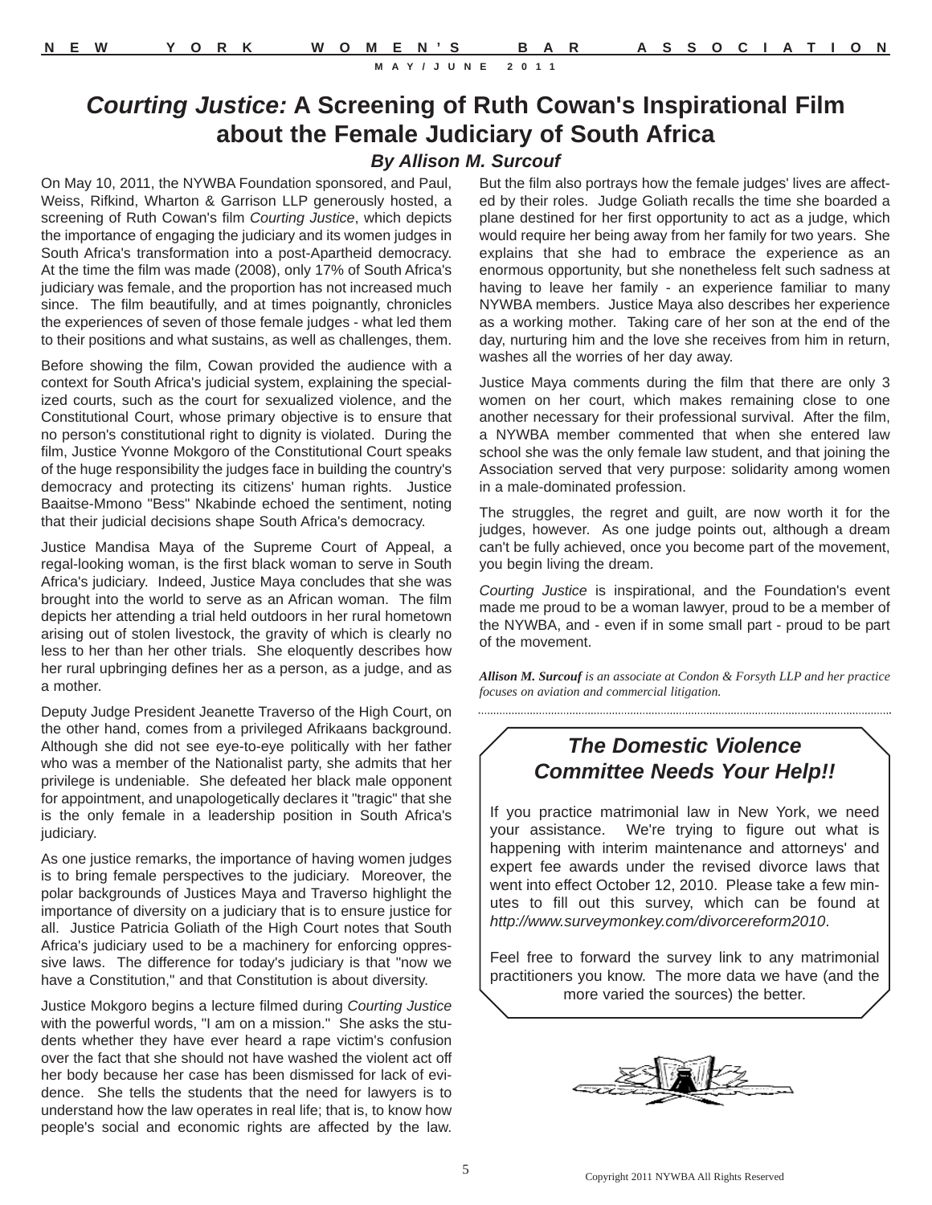# *Courting Justice:* A Screening of Ruth Cowan's Inspirational Film about the Female Judiciary of South Africa

### *By Allison M. Surcouf*

On May 10, 2011, the NYWBA Foundation sponsored, and Paul, Weiss, Rifkind, Wharton & Garrison LLP generously hosted, a screening of Ruth Cowan's film *Courting Justice*, which depicts the importance of engaging the judiciary and its women judges in South Africa's transformation into a post-Apartheid democracy. At the time the film was made (2008), only 17% of South Africa's judiciary was female, and the proportion has not increased much since. The film beautifully, and at times poignantly, chronicles the experiences of seven of those female judges - what led them to their positions and what sustains, as well as challenges, them.

Before showing the film, Cowan provided the audience with a context for South Africa's judicial system, explaining the specialized courts, such as the court for sexualized violence, and the Constitutional Court, whose primary objective is to ensure that no person's constitutional right to dignity is violated. During the film, Justice Yvonne Mokgoro of the Constitutional Court speaks of the huge responsibility the judges face in building the country's democracy and protecting its citizens' human rights. Justice Baaitse-Mmono "Bess" Nkabinde echoed the sentiment, noting that their judicial decisions shape South Africa's democracy.

Justice Mandisa Maya of the Supreme Court of Appeal, a regal-looking woman, is the first black woman to serve in South Africa's judiciary. Indeed, Justice Maya concludes that she was brought into the world to serve as an African woman. The film depicts her attending a trial held outdoors in her rural hometown arising out of stolen livestock, the gravity of which is clearly no less to her than her other trials. She eloquently describes how her rural upbringing defines her as a person, as a judge, and as a mother.

Deputy Judge President Jeanette Traverso of the High Court, on the other hand, comes from a privileged Afrikaans background. Although she did not see eye-to-eye politically with her father who was a member of the Nationalist party, she admits that her privilege is undeniable. She defeated her black male opponent for appointment, and unapologetically declares it "tragic" that she is the only female in a leadership position in South Africa's judiciary.

As one justice remarks, the importance of having women judges is to bring female perspectives to the judiciary. Moreover, the polar backgrounds of Justices Maya and Traverso highlight the importance of diversity on a judiciary that is to ensure justice for all. Justice Patricia Goliath of the High Court notes that South Africa's judiciary used to be a machinery for enforcing oppressive laws. The difference for today's judiciary is that "now we have a Constitution," and that Constitution is about diversity.

Justice Mokgoro begins a lecture filmed during *Courting Justice* with the powerful words, "I am on a mission." She asks the students whether they have ever heard a rape victim's confusion over the fact that she should not have washed the violent act off her body because her case has been dismissed for lack of evidence. She tells the students that the need for lawyers is to understand how the law operates in real life; that is, to know how people's social and economic rights are affected by the law. But the film also portrays how the female judges' lives are affected by their roles. Judge Goliath recalls the time she boarded a plane destined for her first opportunity to act as a judge, which would require her being away from her family for two years. She explains that she had to embrace the experience as an enormous opportunity, but she nonetheless felt such sadness at having to leave her family - an experience familiar to many NYWBA members. Justice Maya also describes her experience as a working mother. Taking care of her son at the end of the day, nurturing him and the love she receives from him in return, washes all the worries of her day away.

Justice Maya comments during the film that there are only 3 women on her court, which makes remaining close to one another necessary for their professional survival. After the film, a NYWBA member commented that when she entered law school she was the only female law student, and that joining the Association served that very purpose: solidarity among women in a male-dominated profession.

The struggles, the regret and guilt, are now worth it for the judges, however. As one judge points out, although a dream can't be fully achieved, once you become part of the movement, you begin living the dream.

*Courting Justice* is inspirational, and the Foundation's event made me proud to be a woman lawyer, proud to be a member of the NYWBA, and - even if in some small part - proud to be part of the movement.

***Allison M. Surcouf*** *is an associate at Condon & Forsyth LLP and her practice focuses on aviation and commercial litigation.*

---

## *The Domestic Violence Committee Needs Your Help!!*

If you practice matrimonial law in New York, we need your assistance. We're trying to figure out what is happening with interim maintenance and attorneys' and expert fee awards under the revised divorce laws that went into effect October 12, 2010. Please take a few minutes to fill out this survey, which can be found at *http://www.surveymonkey.com/divorcereform2010*.

Feel free to forward the survey link to any matrimonial practitioners you know. The more data we have (and the more varied the sources) the better.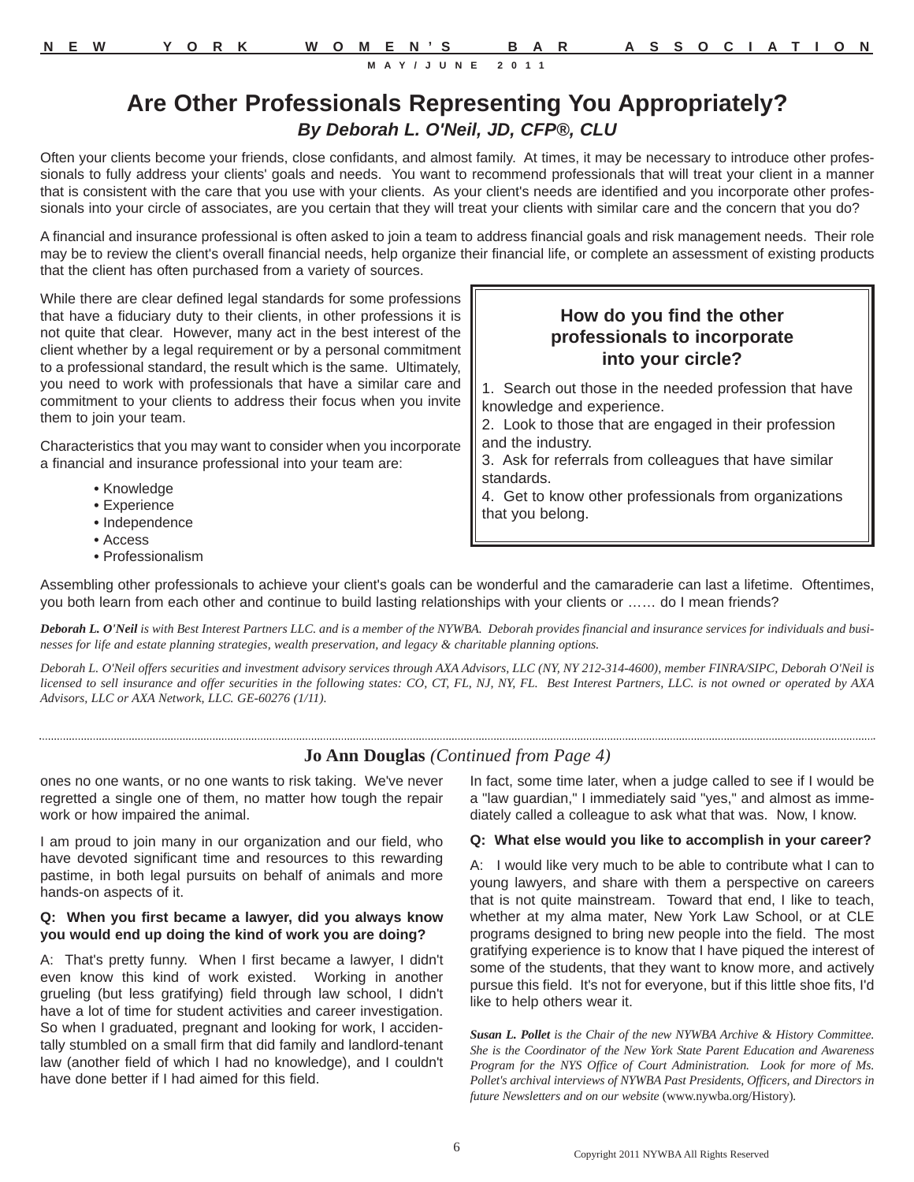# Are Other Professionals Representing You Appropriately?

***By Deborah L. O'Neil, JD, CFP®, CLU***

Often your clients become your friends, close confidants, and almost family. At times, it may be necessary to introduce other professionals to fully address your clients' goals and needs. You want to recommend professionals that will treat your client in a manner that is consistent with the care that you use with your clients. As your client's needs are identified and you incorporate other professionals into your circle of associates, are you certain that they will treat your clients with similar care and the concern that you do?

A financial and insurance professional is often asked to join a team to address financial goals and risk management needs. Their role may be to review the client's overall financial needs, help organize their financial life, or complete an assessment of existing products that the client has often purchased from a variety of sources.

While there are clear defined legal standards for some professions that have a fiduciary duty to their clients, in other professions it is not quite that clear. However, many act in the best interest of the client whether by a legal requirement or by a personal commitment to a professional standard, the result which is the same. Ultimately, you need to work with professionals that have a similar care and commitment to your clients to address their focus when you invite them to join your team.

Characteristics that you may want to consider when you incorporate a financial and insurance professional into your team are:

- Knowledge
- Experience
- Independence
- Access
- Professionalism

### How do you find the other professionals to incorporate into your circle?

1. Search out those in the needed profession that have knowledge and experience.
2. Look to those that are engaged in their profession and the industry.
3. Ask for referrals from colleagues that have similar standards.
4. Get to know other professionals from organizations that you belong.

Assembling other professionals to achieve your client's goals can be wonderful and the camaraderie can last a lifetime. Oftentimes, you both learn from each other and continue to build lasting relationships with your clients or …… do I mean friends?

***Deborah L. O'Neil** is with Best Interest Partners LLC. and is a member of the NYWBA. Deborah provides financial and insurance services for individuals and businesses for life and estate planning strategies, wealth preservation, and legacy & charitable planning options.*

*Deborah L. O'Neil offers securities and investment advisory services through AXA Advisors, LLC (NY, NY 212-314-4600), member FINRA/SIPC, Deborah O'Neil is licensed to sell insurance and offer securities in the following states: CO, CT, FL, NJ, NY, FL. Best Interest Partners, LLC. is not owned or operated by AXA Advisors, LLC or AXA Network, LLC. GE-60276 (1/11).*

---

## Jo Ann Douglas *(Continued from Page 4)*

ones no one wants, or no one wants to risk taking. We've never regretted a single one of them, no matter how tough the repair work or how impaired the animal.

I am proud to join many in our organization and our field, who have devoted significant time and resources to this rewarding pastime, in both legal pursuits on behalf of animals and more hands-on aspects of it.

**Q: When you first became a lawyer, did you always know you would end up doing the kind of work you are doing?**

A: That's pretty funny. When I first became a lawyer, I didn't even know this kind of work existed. Working in another grueling (but less gratifying) field through law school, I didn't have a lot of time for student activities and career investigation. So when I graduated, pregnant and looking for work, I accidentally stumbled on a small firm that did family and landlord-tenant law (another field of which I had no knowledge), and I couldn't have done better if I had aimed for this field.

In fact, some time later, when a judge called to see if I would be a "law guardian," I immediately said "yes," and almost as immediately called a colleague to ask what that was. Now, I know.

**Q: What else would you like to accomplish in your career?**

A: I would like very much to be able to contribute what I can to young lawyers, and share with them a perspective on careers that is not quite mainstream. Toward that end, I like to teach, whether at my alma mater, New York Law School, or at CLE programs designed to bring new people into the field. The most gratifying experience is to know that I have piqued the interest of some of the students, that they want to know more, and actively pursue this field. It's not for everyone, but if this little shoe fits, I'd like to help others wear it.

***Susan L. Pollet** is the Chair of the new NYWBA Archive & History Committee. She is the Coordinator of the New York State Parent Education and Awareness Program for the NYS Office of Court Administration. Look for more of Ms. Pollet's archival interviews of NYWBA Past Presidents, Officers, and Directors in future Newsletters and on our website* (www.nywba.org/History).

Copyright 2011 NYWBA All Rights Reserved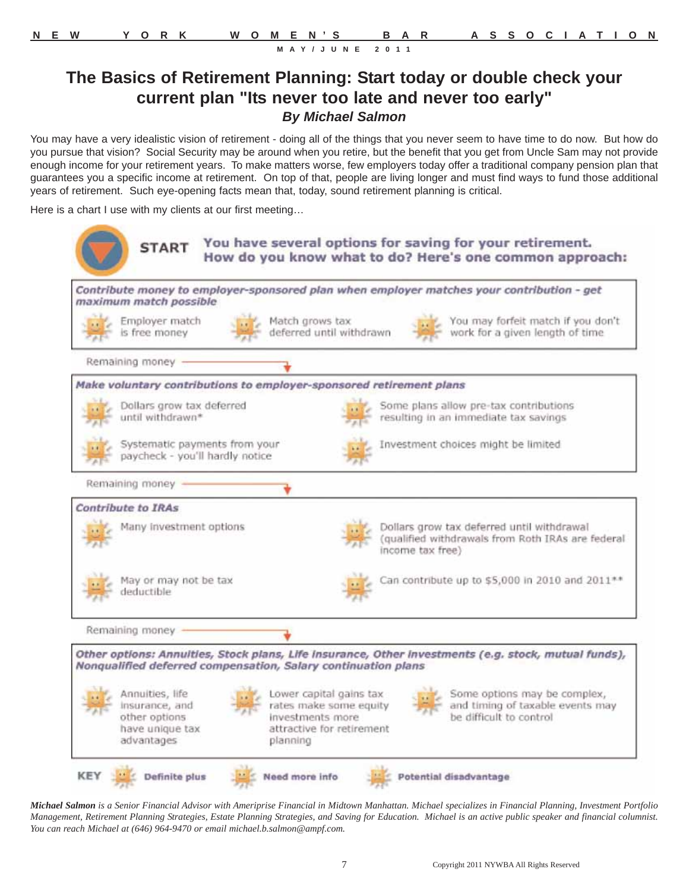# The Basics of Retirement Planning: Start today or double check your current plan "Its never too late and never too early"

***By Michael Salmon***

You may have a very idealistic vision of retirement - doing all of the things that you never seem to have time to do now. But how do you pursue that vision? Social Security may be around when you retire, but the benefit that you get from Uncle Sam may not provide enough income for your retirement years. To make matters worse, few employers today offer a traditional company pension plan that guarantees you a specific income at retirement. On top of that, people are living longer and must find ways to fund those additional years of retirement. Such eye-opening facts mean that, today, sound retirement planning is critical.

Here is a chart I use with my clients at our first meeting…

**START** **You have several options for saving for your retirement. How do you know what to do? Here's one common approach:**

***Contribute money to employer-sponsored plan when employer matches your contribution - get maximum match possible***

- Employer match is free money
- Match grows tax deferred until withdrawn
- You may forfeit match if you don't work for a given length of time

Remaining money →

***Make voluntary contributions to employer-sponsored retirement plans***

- Dollars grow tax deferred until withdrawn*
- Some plans allow pre-tax contributions resulting in an immediate tax savings
- Systematic payments from your paycheck - you'll hardly notice
- Investment choices might be limited

Remaining money →

***Contribute to IRAs***

- Many investment options
- Dollars grow tax deferred until withdrawal (qualified withdrawals from Roth IRAs are federal income tax free)
- May or may not be tax deductible
- Can contribute up to $5,000 in 2010 and 2011**

Remaining money →

***Other options: Annuities, Stock plans, Life insurance, Other investments (e.g. stock, mutual funds), Nonqualified deferred compensation, Salary continuation plans***

- Annuities, life insurance, and other options have unique tax advantages
- Lower capital gains tax rates make some equity investments more attractive for retirement planning
- Some options may be complex, and timing of taxable events may be difficult to control

**KEY** **Definite plus** **Need more info** **Potential disadvantage**

***Michael Salmon** is a Senior Financial Advisor with Ameriprise Financial in Midtown Manhattan. Michael specializes in Financial Planning, Investment Portfolio Management, Retirement Planning Strategies, Estate Planning Strategies, and Saving for Education. Michael is an active public speaker and financial columnist. You can reach Michael at (646) 964-9470 or email michael.b.salmon@ampf.com.*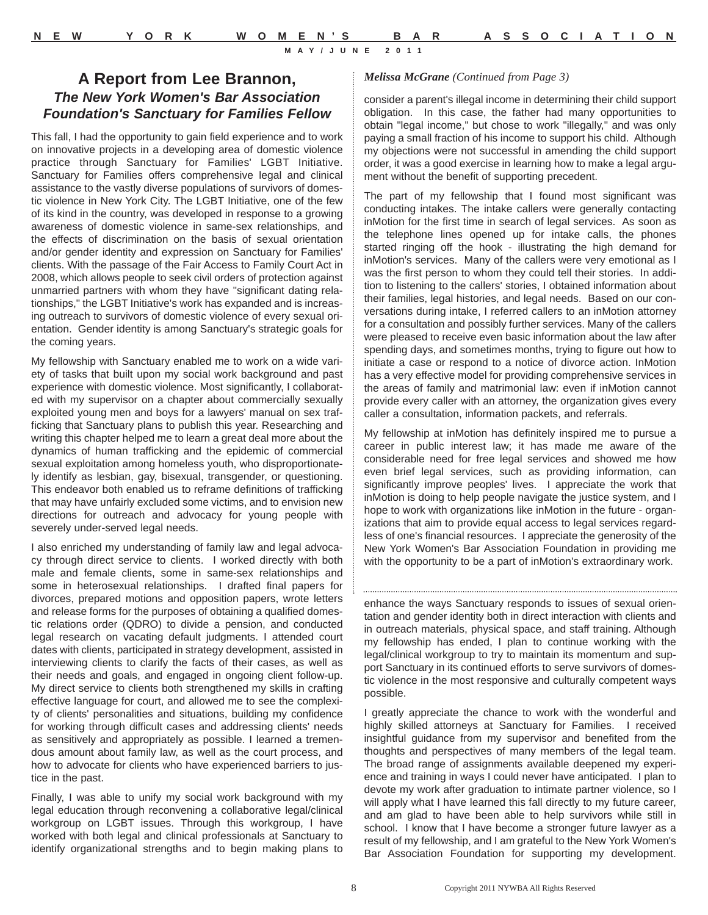# A Report from Lee Brannon,

## *The New York Women's Bar Association Foundation's Sanctuary for Families Fellow*

This fall, I had the opportunity to gain field experience and to work on innovative projects in a developing area of domestic violence practice through Sanctuary for Families' LGBT Initiative. Sanctuary for Families offers comprehensive legal and clinical assistance to the vastly diverse populations of survivors of domestic violence in New York City. The LGBT Initiative, one of the few of its kind in the country, was developed in response to a growing awareness of domestic violence in same-sex relationships, and the effects of discrimination on the basis of sexual orientation and/or gender identity and expression on Sanctuary for Families' clients. With the passage of the Fair Access to Family Court Act in 2008, which allows people to seek civil orders of protection against unmarried partners with whom they have "significant dating relationships," the LGBT Initiative's work has expanded and is increasing outreach to survivors of domestic violence of every sexual orientation. Gender identity is among Sanctuary's strategic goals for the coming years.

My fellowship with Sanctuary enabled me to work on a wide variety of tasks that built upon my social work background and past experience with domestic violence. Most significantly, I collaborated with my supervisor on a chapter about commercially sexually exploited young men and boys for a lawyers' manual on sex trafficking that Sanctuary plans to publish this year. Researching and writing this chapter helped me to learn a great deal more about the dynamics of human trafficking and the epidemic of commercial sexual exploitation among homeless youth, who disproportionately identify as lesbian, gay, bisexual, transgender, or questioning. This endeavor both enabled us to reframe definitions of trafficking that may have unfairly excluded some victims, and to envision new directions for outreach and advocacy for young people with severely under-served legal needs.

I also enriched my understanding of family law and legal advocacy through direct service to clients. I worked directly with both male and female clients, some in same-sex relationships and some in heterosexual relationships. I drafted final papers for divorces, prepared motions and opposition papers, wrote letters and release forms for the purposes of obtaining a qualified domestic relations order (QDRO) to divide a pension, and conducted legal research on vacating default judgments. I attended court dates with clients, participated in strategy development, assisted in interviewing clients to clarify the facts of their cases, as well as their needs and goals, and engaged in ongoing client follow-up. My direct service to clients both strengthened my skills in crafting effective language for court, and allowed me to see the complexity of clients' personalities and situations, building my confidence for working through difficult cases and addressing clients' needs as sensitively and appropriately as possible. I learned a tremendous amount about family law, as well as the court process, and how to advocate for clients who have experienced barriers to justice in the past.

Finally, I was able to unify my social work background with my legal education through reconvening a collaborative legal/clinical workgroup on LGBT issues. Through this workgroup, I have worked with both legal and clinical professionals at Sanctuary to identify organizational strengths and to begin making plans to enhance the ways Sanctuary responds to issues of sexual orientation and gender identity both in direct interaction with clients and in outreach materials, physical space, and staff training. Although my fellowship has ended, I plan to continue working with the legal/clinical workgroup to try to maintain its momentum and support Sanctuary in its continued efforts to serve survivors of domestic violence in the most responsive and culturally competent ways possible.

I greatly appreciate the chance to work with the wonderful and highly skilled attorneys at Sanctuary for Families. I received insightful guidance from my supervisor and benefited from the thoughts and perspectives of many members of the legal team. The broad range of assignments available deepened my experience and training in ways I could never have anticipated. I plan to devote my work after graduation to intimate partner violence, so I will apply what I have learned this fall directly to my future career, and am glad to have been able to help survivors while still in school. I know that I have become a stronger future lawyer as a result of my fellowship, and I am grateful to the New York Women's Bar Association Foundation for supporting my development.

---

***Melissa McGrane** (Continued from Page 3)*

consider a parent's illegal income in determining their child support obligation. In this case, the father had many opportunities to obtain "legal income," but chose to work "illegally," and was only paying a small fraction of his income to support his child. Although my objections were not successful in amending the child support order, it was a good exercise in learning how to make a legal argument without the benefit of supporting precedent.

The part of my fellowship that I found most significant was conducting intakes. The intake callers were generally contacting inMotion for the first time in search of legal services. As soon as the telephone lines opened up for intake calls, the phones started ringing off the hook - illustrating the high demand for inMotion's services. Many of the callers were very emotional as I was the first person to whom they could tell their stories. In addition to listening to the callers' stories, I obtained information about their families, legal histories, and legal needs. Based on our conversations during intake, I referred callers to an inMotion attorney for a consultation and possibly further services. Many of the callers were pleased to receive even basic information about the law after spending days, and sometimes months, trying to figure out how to initiate a case or respond to a notice of divorce action. InMotion has a very effective model for providing comprehensive services in the areas of family and matrimonial law: even if inMotion cannot provide every caller with an attorney, the organization gives every caller a consultation, information packets, and referrals.

My fellowship at inMotion has definitely inspired me to pursue a career in public interest law; it has made me aware of the considerable need for free legal services and showed me how even brief legal services, such as providing information, can significantly improve peoples' lives. I appreciate the work that inMotion is doing to help people navigate the justice system, and I hope to work with organizations like inMotion in the future - organizations that aim to provide equal access to legal services regardless of one's financial resources. I appreciate the generosity of the New York Women's Bar Association Foundation in providing me with the opportunity to be a part of inMotion's extraordinary work.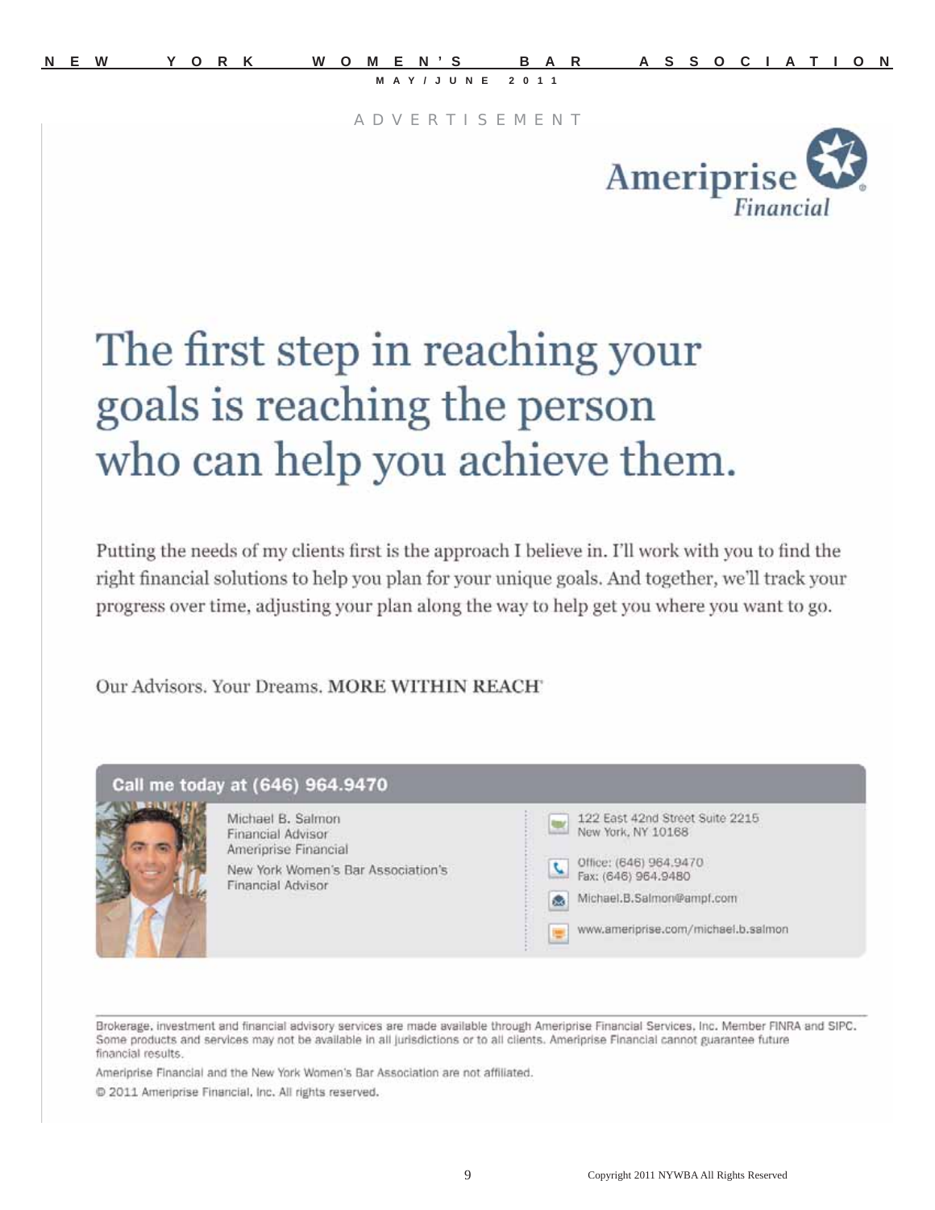ADVERTISEMENT

Ameriprise Financial

# The first step in reaching your goals is reaching the person who can help you achieve them.

Putting the needs of my clients first is the approach I believe in. I'll work with you to find the right financial solutions to help you plan for your unique goals. And together, we'll track your progress over time, adjusting your plan along the way to help get you where you want to go.

Our Advisors. Your Dreams. **MORE WITHIN REACH**®

**Call me today at (646) 964.9470**

Michael B. Salmon
Financial Advisor
Ameriprise Financial

New York Women's Bar Association's
Financial Advisor

122 East 42nd Street Suite 2215
New York, NY 10168

Office: (646) 964.9470
Fax: (646) 964.9480

Michael.B.Salmon@ampf.com

www.ameriprise.com/michael.b.salmon

Brokerage, investment and financial advisory services are made available through Ameriprise Financial Services, Inc. Member FINRA and SIPC. Some products and services may not be available in all jurisdictions or to all clients. Ameriprise Financial cannot guarantee future financial results.

Ameriprise Financial and the New York Women's Bar Association are not affiliated.

© 2011 Ameriprise Financial, Inc. All rights reserved.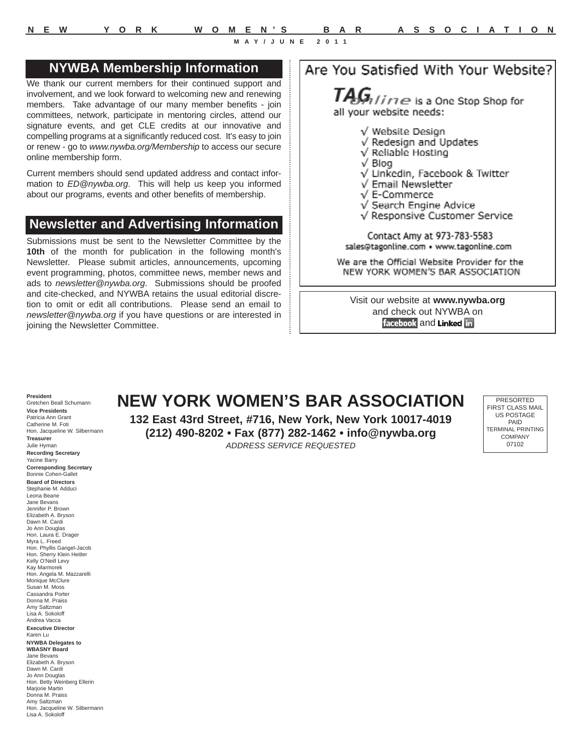## NYWBA Membership Information

We thank our current members for their continued support and involvement, and we look forward to welcoming new and renewing members. Take advantage of our many member benefits - join committees, network, participate in mentoring circles, attend our signature events, and get CLE credits at our innovative and compelling programs at a significantly reduced cost. It's easy to join or renew - go to *www.nywba.org/Membership* to access our secure online membership form.

Current members should send updated address and contact information to *ED@nywba.org*. This will help us keep you informed about our programs, events and other benefits of membership.

## Newsletter and Advertising Information

Submissions must be sent to the Newsletter Committee by the **10th** of the month for publication in the following month's Newsletter. Please submit articles, announcements, upcoming event programming, photos, committee news, member news and ads to *newsletter@nywba.org*. Submissions should be proofed and cite-checked, and NYWBA retains the usual editorial discretion to omit or edit all contributions. Please send an email to *newsletter@nywba.org* if you have questions or are interested in joining the Newsletter Committee.

## Are You Satisfied With Your Website?

TAG*online* is a One Stop Shop for all your website needs:

- √ Website Design
- √ Redesign and Updates
- √ Reliable Hosting
- √ Blog
- √ LinkedIn, Facebook & Twitter
- √ Email Newsletter
- √ E-Commerce
- √ Search Engine Advice
- √ Responsive Customer Service

Contact Amy at 973-783-5583
sales@tagonline.com • www.tagonline.com

We are the Official Website Provider for the NEW YORK WOMEN'S BAR ASSOCIATION

Visit our website at **www.nywba.org** and check out NYWBA on facebook and LinkedIn

**President**
Gretchen Beall Schumann

**Vice Presidents**
Patricia Ann Grant
Catherine M. Foti
Hon. Jacqueline W. Silbermann

**Treasurer**
Julie Hyman

**Recording Secretary**
Yacine Barry

**Corresponding Secretary**
Bonnie Cohen-Gallet

**Board of Directors**
Stephanie M. Adduci
Leona Beane
Jane Bevans
Jennifer P. Brown
Elizabeth A. Bryson
Dawn M. Cardi
Jo Ann Douglas
Hon. Laura E. Drager
Myra L. Freed
Hon. Phyllis Gangel-Jacob
Hon. Sherry Klein Heitler
Kelly O'Neill Levy
Kay Marmorek
Hon. Angela M. Mazzarelli
Monique McClure
Susan M. Moss
Cassandra Porter
Donna M. Praiss
Amy Saltzman
Lisa A. Sokoloff
Andrea Vacca

**Executive Director**
Karen Lu

**NYWBA Delegates to WBASNY Board**
Jane Bevans
Elizabeth A. Bryson
Dawn M. Cardi
Jo Ann Douglas
Hon. Betty Weinberg Ellerin
Marjorie Martin
Donna M. Praiss
Amy Saltzman
Hon. Jacqueline W. Silbermann
Lisa A. Sokoloff

# NEW YORK WOMEN'S BAR ASSOCIATION

**132 East 43rd Street, #716, New York, New York 10017-4019**
**(212) 490-8202 • Fax (877) 282-1462 • info@nywba.org**
*ADDRESS SERVICE REQUESTED*

PRESORTED
FIRST CLASS MAIL
US POSTAGE
PAID
TERMINAL PRINTING
COMPANY
07102